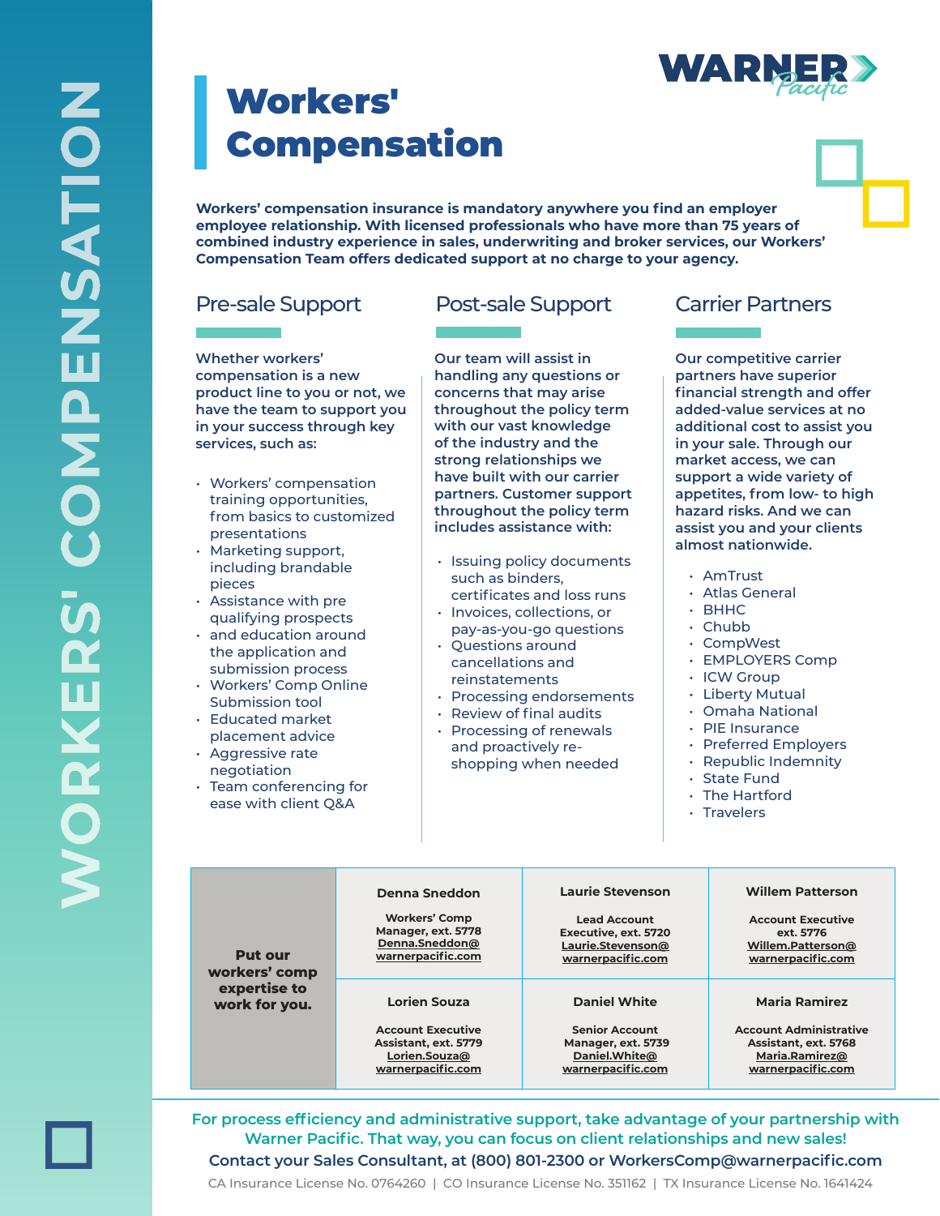# Workers' Compensation

**Workers' compensation insurance is mandatory anywhere you find an employer employee relationship. With licensed professionals who have more than 75 years of combined industry experience in sales, underwriting and broker services, our Workers' Compensation Team offers dedicated support at no charge to your agency.**

## Pre-sale Support

**Whether workers' compensation is a new product line to you or not, we have the team to support you in your success through key services, such as:**

- Workers' compensation training opportunities, from basics to customized presentations
- Marketing support, including brandable pieces
- Assistance with pre qualifying prospects
- and education around the application and submission process
- Workers' Comp Online Submission tool
- Educated market placement advice
- Aggressive rate negotiation
- Team conferencing for ease with client Q&A

## Post-sale Support

**Our team will assist in handling any questions or concerns that may arise throughout the policy term with our vast knowledge of the industry and the strong relationships we have built with our carrier partners. Customer support throughout the policy term includes assistance with:**

- Issuing policy documents such as binders, certificates and loss runs
- Invoices, collections, or pay-as-you-go questions
- Questions around cancellations and reinstatements
- Processing endorsements
- Review of final audits
- Processing of renewals and proactively re-shopping when needed

## Carrier Partners

**Our competitive carrier partners have superior financial strength and offer added-value services at no additional cost to assist you in your sale. Through our market access, we can support a wide variety of appetites, from low- to high hazard risks. And we can assist you and your clients almost nationwide.**

- AmTrust
- Atlas General
- BHHC
- Chubb
- CompWest
- EMPLOYERS Comp
- ICW Group
- Liberty Mutual
- Omaha National
- PIE Insurance
- Preferred Employers
- Republic Indemnity
- State Fund
- The Hartford
- Travelers

**Put our workers' comp expertise to work for you.**

| Name | Title | Email |
|---|---|---|
| **Denna Sneddon** | Workers' Comp Manager, ext. 5778 | Denna.Sneddon@warnerpacific.com |
| **Laurie Stevenson** | Lead Account Executive, ext. 5720 | Laurie.Stevenson@warnerpacific.com |
| **Willem Patterson** | Account Executive ext. 5776 | Willem.Patterson@warnerpacific.com |
| **Lorien Souza** | Account Executive Assistant, ext. 5779 | Lorien.Souza@warnerpacific.com |
| **Daniel White** | Senior Account Manager, ext. 5739 | Daniel.White@warnerpacific.com |
| **Maria Ramirez** | Account Administrative Assistant, ext. 5768 | Maria.Ramirez@warnerpacific.com |

For process efficiency and administrative support, take advantage of your partnership with Warner Pacific. That way, you can focus on client relationships and new sales!

**Contact your Sales Consultant, at (800) 801-2300 or WorkersComp@warnerpacific.com**

CA Insurance License No. 0764260 | CO Insurance License No. 351162 | TX Insurance License No. 1641424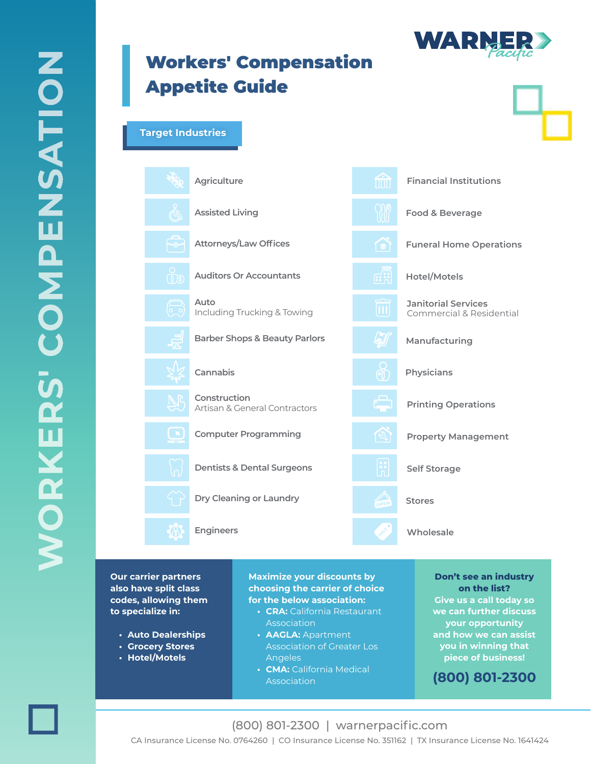# WORKERS' COMPENSATION

## Workers' Compensation Appetite Guide

WARNER Pacific

### Target Industries

- Agriculture
- Assisted Living
- Attorneys/Law Offices
- Auditors Or Accountants
- Auto
  Including Trucking & Towing
- Barber Shops & Beauty Parlors
- Cannabis
- Construction
  Artisan & General Contractors
- Computer Programming
- Dentists & Dental Surgeons
- Dry Cleaning or Laundry
- Engineers
- Financial Institutions
- Food & Beverage
- Funeral Home Operations
- Hotel/Motels
- Janitorial Services
  Commercial & Residential
- Manufacturing
- Physicians
- Printing Operations
- Property Management
- Self Storage
- Stores
- Wholesale

**Our carrier partners also have split class codes, allowing them to specialize in:**

- **Auto Dealerships**
- **Grocery Stores**
- **Hotel/Motels**

**Maximize your discounts by choosing the carrier of choice for the below association:**

- **CRA:** California Restaurant Association
- **AAGLA:** Apartment Association of Greater Los Angeles
- **CMA:** California Medical Association

**Don't see an industry on the list?**
**Give us a call today so we can further discuss your opportunity and how we can assist you in winning that piece of business!**

**(800) 801-2300**

(800) 801-2300 | warnerpacific.com

CA Insurance License No. 0764260 | CO Insurance License No. 351162 | TX Insurance License No. 1641424